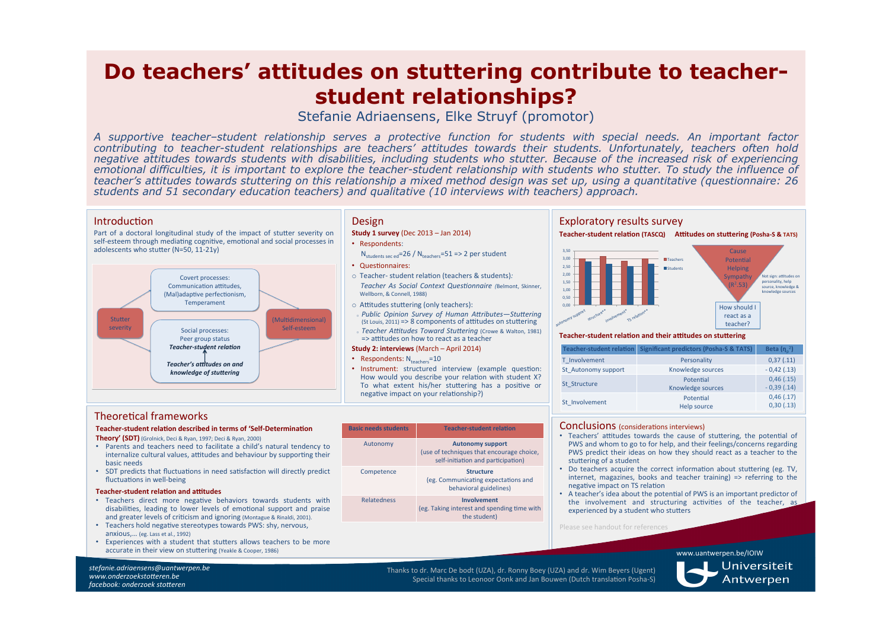# Do teachers' attitudes on stuttering contribute to teacher-student relationships?

Stefanie Adriaensens, Elke Struyf (promotor)

*A supportive teacher–student relationship serves a protective function for students with special needs. An important factor contributing to teacher-student relationships are teachers' attitudes towards their students. Unfortunately, teachers often hold negative attitudes towards students with disabilities, including students who stutter. Because of the increased risk of experiencing emotional difficulties, it is important to explore the teacher-student relationship with students who stutter. To study the influence of teacher's attitudes towards stuttering on this relationship a mixed method design was set up, using a quantitative (questionnaire: 26 students and 51 secondary education teachers) and qualitative (10 interviews with teachers) approach.*

## Introduction

Part of a doctoral longitudinal study of the impact of stutter severity on self-esteem through mediating cognitive, emotional and social processes in adolescents who stutter (N=50, 11-21y)

Stutter severity → Covert processes: Communication attitudes, (Mal)adaptive perfectionism, Temperament → (Multidimensional) Self-esteem

Stutter severity → Social processes: Peer group status, ***Teacher-student relation*** ↑ ***Teacher's attitudes on and knowledge of stuttering*** → (Multidimensional) Self-esteem

## Design

**Study 1 survey** (Dec 2013 – Jan 2014)

- Respondents: $N_{students\ sec\ ed}$=26 / $N_{teachers}$=51 => 2 per student
- Questionnaires:
  - Teacher- student relation (teachers & students): *Teacher As Social Context Questionnaire* (Belmont, Skinner, Wellborn, & Connell, 1988)
  - Attitudes stuttering (only teachers):
    - *Public Opinion Survey of Human Attributes—Stuttering* (St Louis, 2011) => 8 components of attitudes on stuttering
    - *Teacher Attitudes Toward Stuttering* (Crowe & Walton, 1981) => attitudes on how to react as a teacher

**Study 2: interviews** (March – April 2014)

- Respondents: $N_{teachers}$=10
- Instrument: structured interview (example question: How would you describe your relation with student X? To what extent his/her stuttering has a positive or negative impact on your relationship?)

## Exploratory results survey

**Teacher-student relation (TASCQ)** | **Attitudes on stuttering (Posha-S & TATS)**

Bar chart (Teachers / Students; scale 0,00–3,50): autonomy support, structure**, involvement*, TS relation**

Cause, Potential, Helping, Sympathy ($R^2$.53) → How should I react as a teacher?
Not sign: attitudes on personality, help source, knowledge & knowledge sources

**Teacher-student relation and their attitudes on stuttering**

| Teacher-student relation | Significant predictors (Posha-S & TATS) | Beta ($\eta_p^2$) |
|---|---|---|
| T_Involvement | Personality | 0,37 (.11) |
| St_Autonomy support | Knowledge sources | - 0,42 (.13) |
| St_Structure | Potential<br>Knowledge sources | 0,46 (.15)<br>- 0,39 (.14) |
| St_Involvement | Potential<br>Help source | 0,46 (.17)<br>0,30 (.13) |

## Theoretical frameworks

**Teacher-student relation described in terms of 'Self-Determination Theory' (SDT)** (Grolnick, Deci & Ryan, 1997; Deci & Ryan, 2000)

- Parents and teachers need to facilitate a child's natural tendency to internalize cultural values, attitudes and behaviour by supporting their basic needs
- SDT predicts that fluctuations in need satisfaction will directly predict fluctuations in well-being

**Teacher-student relation and attitudes**

- Teachers direct more negative behaviors towards students with disabilities, leading to lower levels of emotional support and praise and greater levels of criticism and ignoring (Montague & Rinaldi, 2001).
- Teachers hold negative stereotypes towards PWS: shy, nervous, anxious,... (eg. Lass et al., 1992)
- Experiences with a student that stutters allows teachers to be more accurate in their view on stuttering (Yeakle & Cooper, 1986)

| Basic needs students | Teacher-student relation |
|---|---|
| Autonomy | **Autonomy support**<br>(use of techniques that encourage choice, self-initiation and participation) |
| Competence | **Structure**<br>(eg. Communicating expectations and behavioral guidelines) |
| Relatedness | **Involvement**<br>(eg. Taking interest and spending time with the student) |

## Conclusions (considerations interviews)

- Teachers' attitudes towards the cause of stuttering, the potential of PWS and whom to go to for help, and their feelings/concerns regarding PWS predict their ideas on how they should react as a teacher to the stuttering of a student
- Do teachers acquire the correct information about stuttering (eg. TV, internet, magazines, books and teacher training) => referring to the negative impact on TS relation
- A teacher's idea about the potential of PWS is an important predictor of the involvement and structuring activities of the teacher, as experienced by a student who stutters

Please see handout for references

*stefanie.adriaensens@uantwerpen.be*
*www.onderzoekstotteren.be*
*facebook: onderzoek stotteren*

Thanks to dr. Marc De bodt (UZA), dr. Ronny Boey (UZA) and dr. Wim Beyers (Ugent)
Special thanks to Leonoor Oonk and Jan Bouwen (Dutch translation Posha-S)

www.uantwerpen.be/IOIW

Universiteit Antwerpen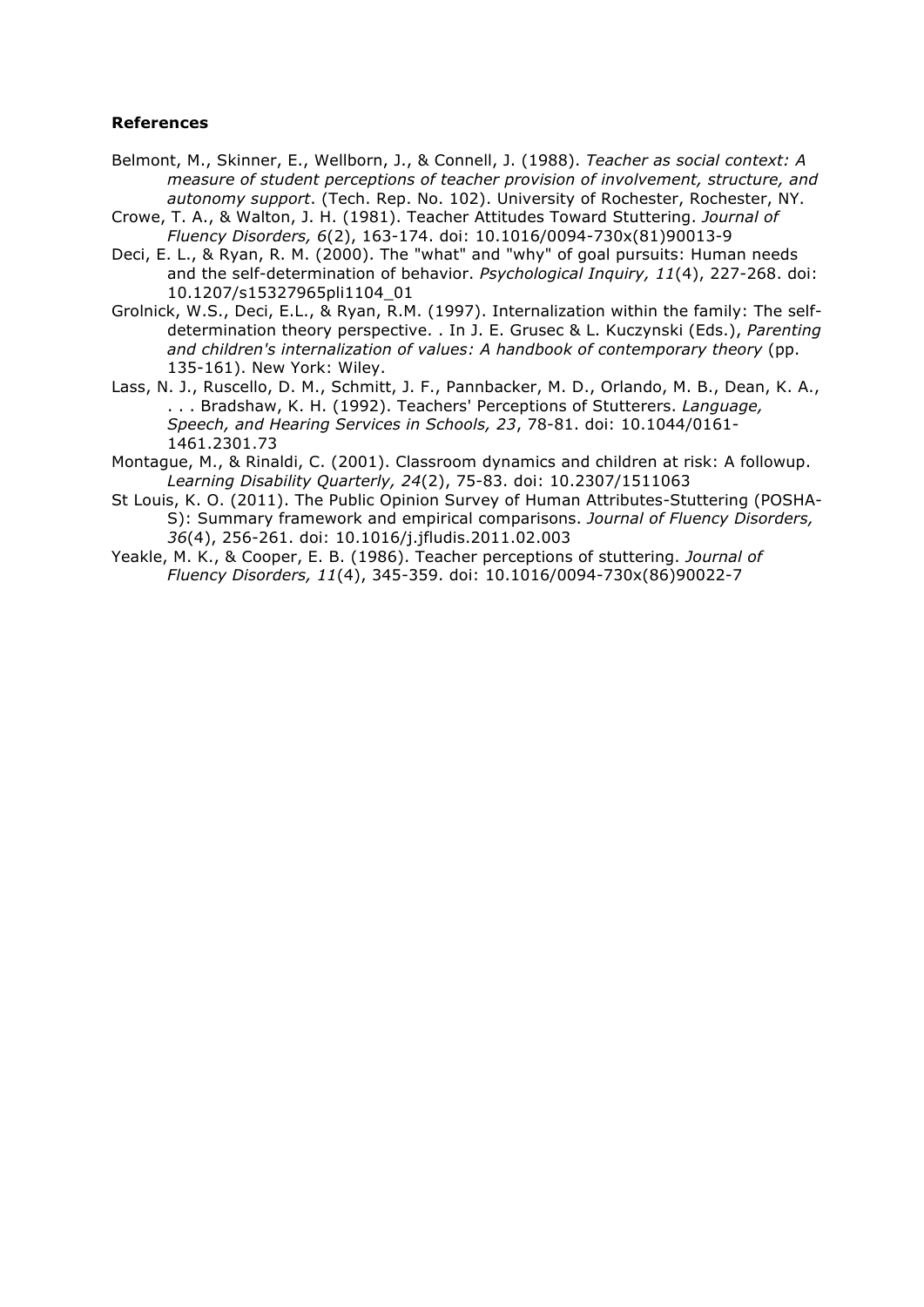**References**

Belmont, M., Skinner, E., Wellborn, J., & Connell, J. (1988). *Teacher as social context: A measure of student perceptions of teacher provision of involvement, structure, and autonomy support*. (Tech. Rep. No. 102). University of Rochester, Rochester, NY.

Crowe, T. A., & Walton, J. H. (1981). Teacher Attitudes Toward Stuttering. *Journal of Fluency Disorders, 6*(2), 163-174. doi: 10.1016/0094-730x(81)90013-9

Deci, E. L., & Ryan, R. M. (2000). The "what" and "why" of goal pursuits: Human needs and the self-determination of behavior. *Psychological Inquiry, 11*(4), 227-268. doi: 10.1207/s15327965pli1104_01

Grolnick, W.S., Deci, E.L., & Ryan, R.M. (1997). Internalization within the family: The self-determination theory perspective. . In J. E. Grusec & L. Kuczynski (Eds.), *Parenting and children's internalization of values: A handbook of contemporary theory* (pp. 135-161). New York: Wiley.

Lass, N. J., Ruscello, D. M., Schmitt, J. F., Pannbacker, M. D., Orlando, M. B., Dean, K. A., . . . Bradshaw, K. H. (1992). Teachers' Perceptions of Stutterers. *Language, Speech, and Hearing Services in Schools, 23*, 78-81. doi: 10.1044/0161-1461.2301.73

Montague, M., & Rinaldi, C. (2001). Classroom dynamics and children at risk: A followup. *Learning Disability Quarterly, 24*(2), 75-83. doi: 10.2307/1511063

St Louis, K. O. (2011). The Public Opinion Survey of Human Attributes-Stuttering (POSHA-S): Summary framework and empirical comparisons. *Journal of Fluency Disorders, 36*(4), 256-261. doi: 10.1016/j.jfludis.2011.02.003

Yeakle, M. K., & Cooper, E. B. (1986). Teacher perceptions of stuttering. *Journal of Fluency Disorders, 11*(4), 345-359. doi: 10.1016/0094-730x(86)90022-7